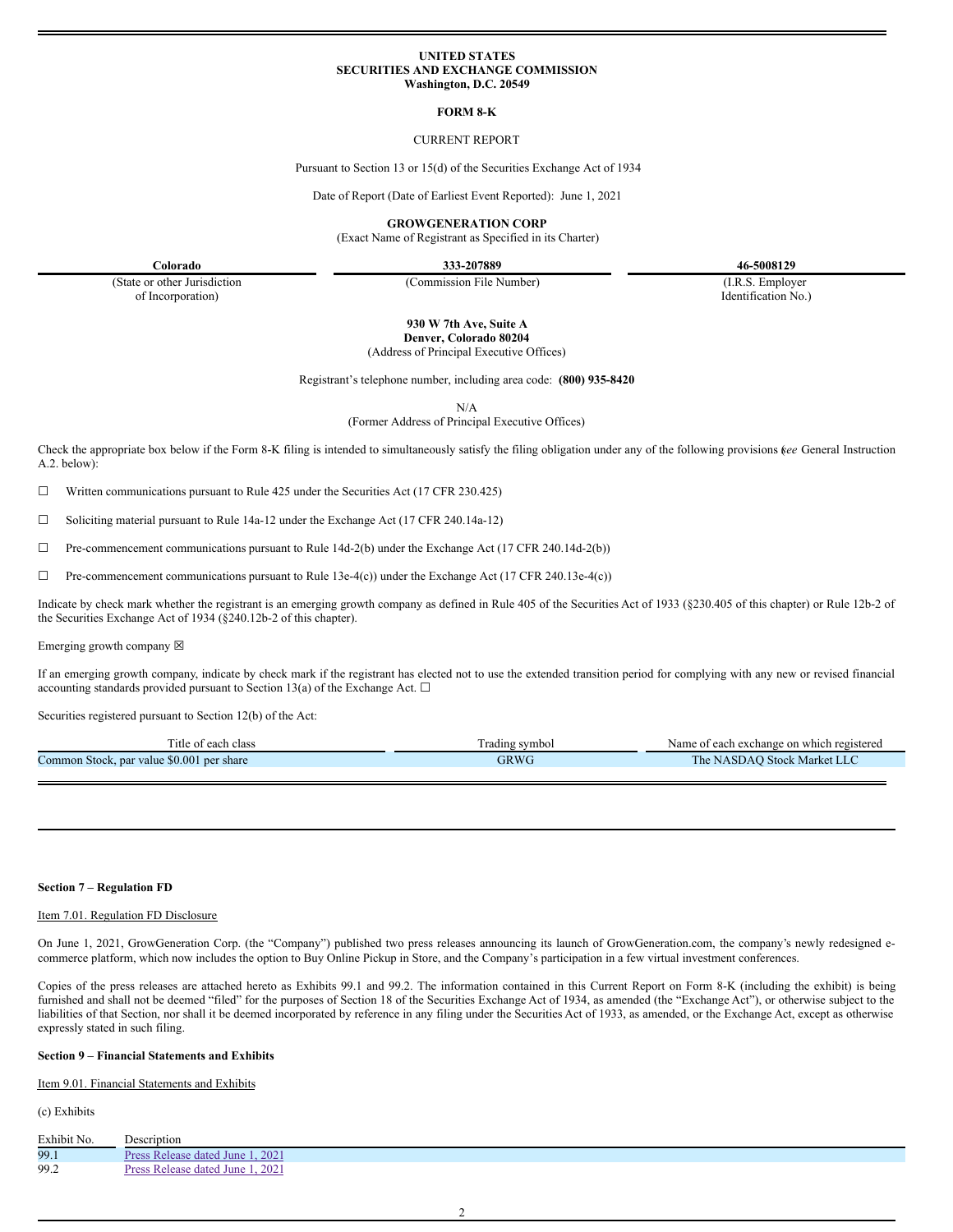**UNITED STATES**
**SECURITIES AND EXCHANGE COMMISSION**
**Washington, D.C. 20549**

**FORM 8-K**

CURRENT REPORT

Pursuant to Section 13 or 15(d) of the Securities Exchange Act of 1934

Date of Report (Date of Earliest Event Reported): June 1, 2021

**GROWGENERATION CORP**
(Exact Name of Registrant as Specified in its Charter)

| **Colorado** | **333-207889** | **46-5008129** |
|---|---|---|
| (State or other Jurisdiction of Incorporation) | (Commission File Number) | (I.R.S. Employer Identification No.) |

**930 W 7th Ave, Suite A**
**Denver, Colorado 80204**
(Address of Principal Executive Offices)

Registrant's telephone number, including area code: **(800) 935-8420**

N/A
(Former Address of Principal Executive Offices)

Check the appropriate box below if the Form 8-K filing is intended to simultaneously satisfy the filing obligation under any of the following provisions (*see* General Instruction A.2. below):

☐ Written communications pursuant to Rule 425 under the Securities Act (17 CFR 230.425)

☐ Soliciting material pursuant to Rule 14a-12 under the Exchange Act (17 CFR 240.14a-12)

☐ Pre-commencement communications pursuant to Rule 14d-2(b) under the Exchange Act (17 CFR 240.14d-2(b))

☐ Pre-commencement communications pursuant to Rule 13e-4(c)) under the Exchange Act (17 CFR 240.13e-4(c))

Indicate by check mark whether the registrant is an emerging growth company as defined in Rule 405 of the Securities Act of 1933 (§230.405 of this chapter) or Rule 12b-2 of the Securities Exchange Act of 1934 (§240.12b-2 of this chapter).

Emerging growth company ☒

If an emerging growth company, indicate by check mark if the registrant has elected not to use the extended transition period for complying with any new or revised financial accounting standards provided pursuant to Section 13(a) of the Exchange Act. ☐

Securities registered pursuant to Section 12(b) of the Act:

| Title of each class | Trading symbol | Name of each exchange on which registered |
|---|---|---|
| Common Stock, par value $0.001 per share | GRWG | The NASDAQ Stock Market LLC |

**Section 7 – Regulation FD**

Item 7.01. Regulation FD Disclosure

On June 1, 2021, GrowGeneration Corp. (the "Company") published two press releases announcing its launch of GrowGeneration.com, the company's newly redesigned e-commerce platform, which now includes the option to Buy Online Pickup in Store, and the Company's participation in a few virtual investment conferences.

Copies of the press releases are attached hereto as Exhibits 99.1 and 99.2. The information contained in this Current Report on Form 8-K (including the exhibit) is being furnished and shall not be deemed "filed" for the purposes of Section 18 of the Securities Exchange Act of 1934, as amended (the "Exchange Act"), or otherwise subject to the liabilities of that Section, nor shall it be deemed incorporated by reference in any filing under the Securities Act of 1933, as amended, or the Exchange Act, except as otherwise expressly stated in such filing.

**Section 9 – Financial Statements and Exhibits**

Item 9.01. Financial Statements and Exhibits

(c) Exhibits

| Exhibit No. | Description |
|---|---|
| 99.1 | Press Release dated June 1, 2021 |
| 99.2 | Press Release dated June 1, 2021 |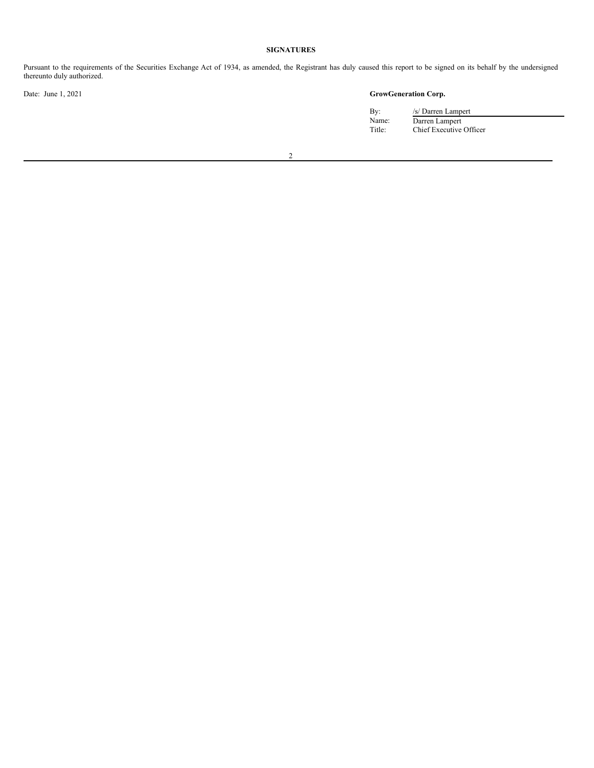**SIGNATURES**

Pursuant to the requirements of the Securities Exchange Act of 1934, as amended, the Registrant has duly caused this report to be signed on its behalf by the undersigned thereunto duly authorized.

Date: June 1, 2021

**GrowGeneration Corp.**

| | |
|---|---|
| By: | /s/ Darren Lampert |
| Name: | Darren Lampert |
| Title: | Chief Executive Officer |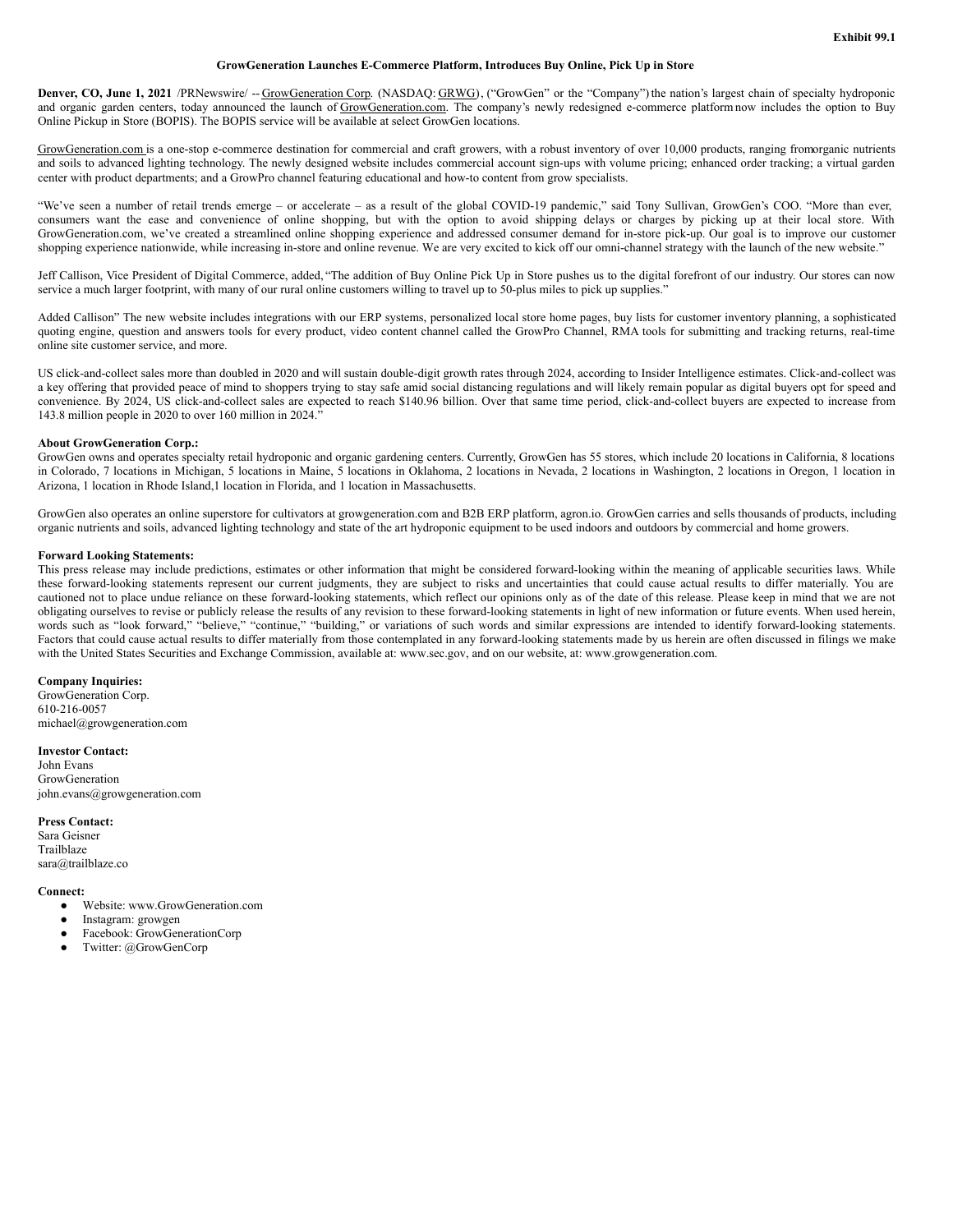**Exhibit 99.1**

**GrowGeneration Launches E-Commerce Platform, Introduces Buy Online, Pick Up in Store**

**Denver, CO, June 1, 2021** /PRNewswire/ -- GrowGeneration Corp. (NASDAQ: GRWG), ("GrowGen" or the "Company") the nation's largest chain of specialty hydroponic and organic garden centers, today announced the launch of GrowGeneration.com. The company's newly redesigned e-commerce platform now includes the option to Buy Online Pickup in Store (BOPIS). The BOPIS service will be available at select GrowGen locations.

GrowGeneration.com is a one-stop e-commerce destination for commercial and craft growers, with a robust inventory of over 10,000 products, ranging fromorganic nutrients and soils to advanced lighting technology. The newly designed website includes commercial account sign-ups with volume pricing; enhanced order tracking; a virtual garden center with product departments; and a GrowPro channel featuring educational and how-to content from grow specialists.

"We've seen a number of retail trends emerge – or accelerate – as a result of the global COVID-19 pandemic," said Tony Sullivan, GrowGen's COO. "More than ever, consumers want the ease and convenience of online shopping, but with the option to avoid shipping delays or charges by picking up at their local store. With GrowGeneration.com, we've created a streamlined online shopping experience and addressed consumer demand for in-store pick-up. Our goal is to improve our customer shopping experience nationwide, while increasing in-store and online revenue. We are very excited to kick off our omni-channel strategy with the launch of the new website."

Jeff Callison, Vice President of Digital Commerce, added, "The addition of Buy Online Pick Up in Store pushes us to the digital forefront of our industry. Our stores can now service a much larger footprint, with many of our rural online customers willing to travel up to 50-plus miles to pick up supplies."

Added Callison" The new website includes integrations with our ERP systems, personalized local store home pages, buy lists for customer inventory planning, a sophisticated quoting engine, question and answers tools for every product, video content channel called the GrowPro Channel, RMA tools for submitting and tracking returns, real-time online site customer service, and more.

US click-and-collect sales more than doubled in 2020 and will sustain double-digit growth rates through 2024, according to Insider Intelligence estimates. Click-and-collect was a key offering that provided peace of mind to shoppers trying to stay safe amid social distancing regulations and will likely remain popular as digital buyers opt for speed and convenience. By 2024, US click-and-collect sales are expected to reach $140.96 billion. Over that same time period, click-and-collect buyers are expected to increase from 143.8 million people in 2020 to over 160 million in 2024."

**About GrowGeneration Corp.:**
GrowGen owns and operates specialty retail hydroponic and organic gardening centers. Currently, GrowGen has 55 stores, which include 20 locations in California, 8 locations in Colorado, 7 locations in Michigan, 5 locations in Maine, 5 locations in Oklahoma, 2 locations in Nevada, 2 locations in Washington, 2 locations in Oregon, 1 location in Arizona, 1 location in Rhode Island,1 location in Florida, and 1 location in Massachusetts.

GrowGen also operates an online superstore for cultivators at growgeneration.com and B2B ERP platform, agron.io. GrowGen carries and sells thousands of products, including organic nutrients and soils, advanced lighting technology and state of the art hydroponic equipment to be used indoors and outdoors by commercial and home growers.

**Forward Looking Statements:**
This press release may include predictions, estimates or other information that might be considered forward-looking within the meaning of applicable securities laws. While these forward-looking statements represent our current judgments, they are subject to risks and uncertainties that could cause actual results to differ materially. You are cautioned not to place undue reliance on these forward-looking statements, which reflect our opinions only as of the date of this release. Please keep in mind that we are not obligating ourselves to revise or publicly release the results of any revision to these forward-looking statements in light of new information or future events. When used herein, words such as "look forward," "believe," "continue," "building," or variations of such words and similar expressions are intended to identify forward-looking statements. Factors that could cause actual results to differ materially from those contemplated in any forward-looking statements made by us herein are often discussed in filings we make with the United States Securities and Exchange Commission, available at: www.sec.gov, and on our website, at: www.growgeneration.com.

**Company Inquiries:**
GrowGeneration Corp.
610-216-0057
michael@growgeneration.com

**Investor Contact:**
John Evans
GrowGeneration
john.evans@growgeneration.com

**Press Contact:**
Sara Geisner
Trailblaze
sara@trailblaze.co

**Connect:**
- Website: www.GrowGeneration.com
- Instagram: growgen
- Facebook: GrowGenerationCorp
- Twitter: @GrowGenCorp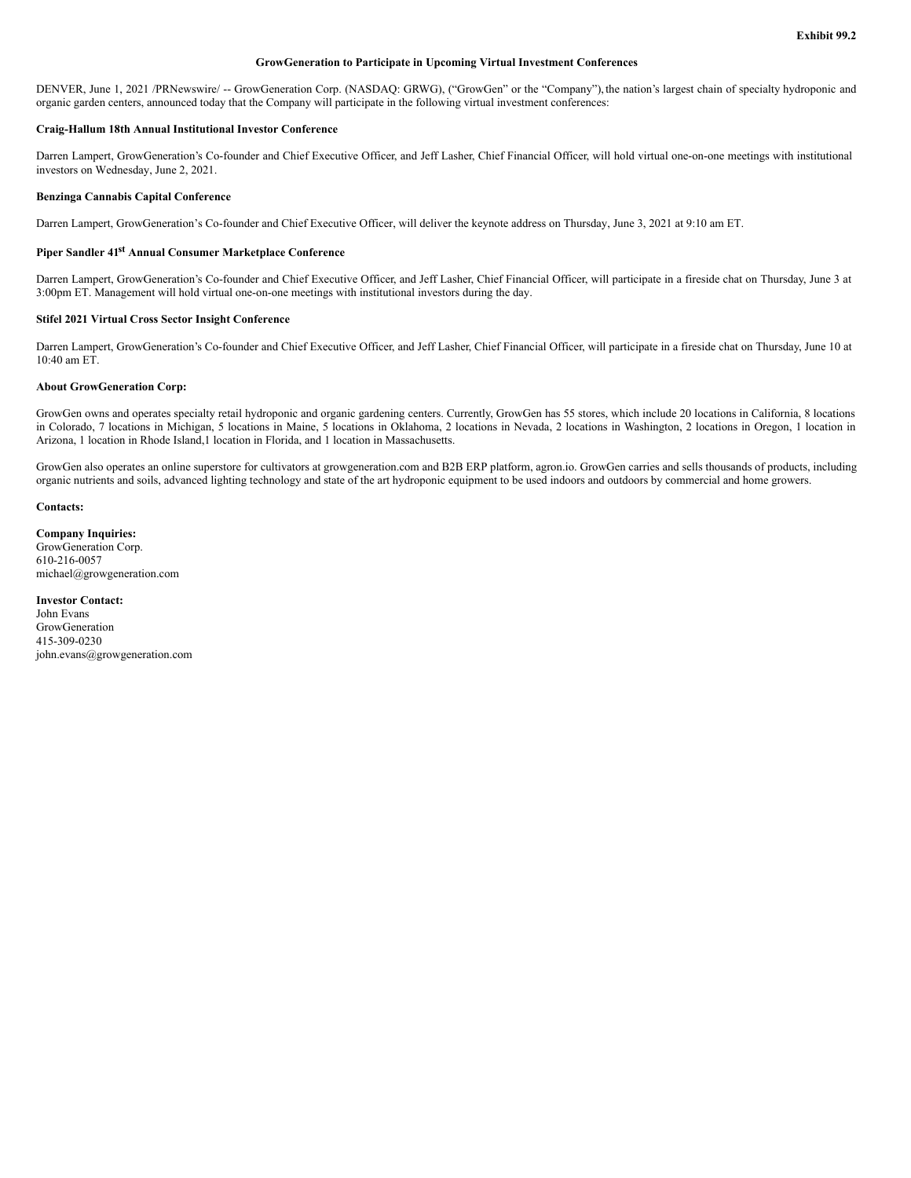Exhibit 99.2

# GrowGeneration to Participate in Upcoming Virtual Investment Conferences

DENVER, June 1, 2021 /PRNewswire/ -- GrowGeneration Corp. (NASDAQ: GRWG), ("GrowGen" or the "Company"), the nation's largest chain of specialty hydroponic and organic garden centers, announced today that the Company will participate in the following virtual investment conferences:

**Craig-Hallum 18th Annual Institutional Investor Conference**

Darren Lampert, GrowGeneration's Co-founder and Chief Executive Officer, and Jeff Lasher, Chief Financial Officer, will hold virtual one-on-one meetings with institutional investors on Wednesday, June 2, 2021.

**Benzinga Cannabis Capital Conference**

Darren Lampert, GrowGeneration's Co-founder and Chief Executive Officer, will deliver the keynote address on Thursday, June 3, 2021 at 9:10 am ET.

**Piper Sandler 41st Annual Consumer Marketplace Conference**

Darren Lampert, GrowGeneration's Co-founder and Chief Executive Officer, and Jeff Lasher, Chief Financial Officer, will participate in a fireside chat on Thursday, June 3 at 3:00pm ET. Management will hold virtual one-on-one meetings with institutional investors during the day.

**Stifel 2021 Virtual Cross Sector Insight Conference**

Darren Lampert, GrowGeneration's Co-founder and Chief Executive Officer, and Jeff Lasher, Chief Financial Officer, will participate in a fireside chat on Thursday, June 10 at 10:40 am ET.

**About GrowGeneration Corp:**

GrowGen owns and operates specialty retail hydroponic and organic gardening centers. Currently, GrowGen has 55 stores, which include 20 locations in California, 8 locations in Colorado, 7 locations in Michigan, 5 locations in Maine, 5 locations in Oklahoma, 2 locations in Nevada, 2 locations in Washington, 2 locations in Oregon, 1 location in Arizona, 1 location in Rhode Island,1 location in Florida, and 1 location in Massachusetts.

GrowGen also operates an online superstore for cultivators at growgeneration.com and B2B ERP platform, agron.io. GrowGen carries and sells thousands of products, including organic nutrients and soils, advanced lighting technology and state of the art hydroponic equipment to be used indoors and outdoors by commercial and home growers.

**Contacts:**

**Company Inquiries:**
GrowGeneration Corp.
610-216-0057
michael@growgeneration.com

**Investor Contact:**
John Evans
GrowGeneration
415-309-0230
john.evans@growgeneration.com